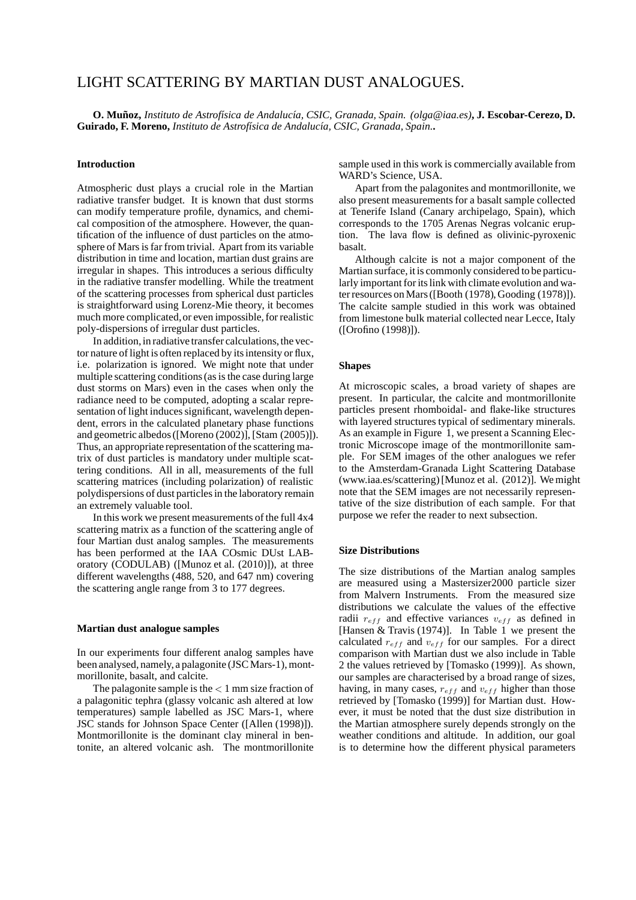# LIGHT SCATTERING BY MARTIAN DUST ANALOGUES.

**O. Muñoz,** *Instituto de Astrofísica de Andalucía, CSIC, Granada, Spain. (olga@iaa.es)*, **J. Escobar-Cerezo, D. Guirado, F. Moreno,** *Instituto de Astrofísica de Andalucía, CSIC, Granada, Spain.*.

### Introduction

Atmospheric dust plays a crucial role in the Martian radiative transfer budget. It is known that dust storms can modify temperature profile, dynamics, and chemical composition of the atmosphere. However, the quantification of the influence of dust particles on the atmosphere of Mars is far from trivial. Apart from its variable distribution in time and location, martian dust grains are irregular in shapes. This introduces a serious difficulty in the radiative transfer modelling. While the treatment of the scattering processes from spherical dust particles is straightforward using Lorenz-Mie theory, it becomes much more complicated, or even impossible, for realistic poly-dispersions of irregular dust particles.

In addition, in radiative transfer calculations, the vector nature of light is often replaced by its intensity or flux, i.e. polarization is ignored. We might note that under multiple scattering conditions (as is the case during large dust storms on Mars) even in the cases when only the radiance need to be computed, adopting a scalar representation of light induces significant, wavelength dependent, errors in the calculated planetary phase functions and geometric albedos ([Moreno (2002)], [Stam (2005)]). Thus, an appropriate representation of the scattering matrix of dust particles is mandatory under multiple scattering conditions. All in all, measurements of the full scattering matrices (including polarization) of realistic polydispersions of dust particles in the laboratory remain an extremely valuable tool.

In this work we present measurements of the full 4x4 scattering matrix as a function of the scattering angle of four Martian dust analog samples. The measurements has been performed at the IAA COsmic DUst LABoratory (CODULAB) ([Munoz et al. (2010)]), at three different wavelengths (488, 520, and 647 nm) covering the scattering angle range from 3 to 177 degrees.

### Martian dust analogue samples

In our experiments four different analog samples have been analysed, namely, a palagonite (JSC Mars-1), montmorillonite, basalt, and calcite.

The palagonite sample is the $<1$ mm size fraction of a palagonitic tephra (glassy volcanic ash altered at low temperatures) sample labelled as JSC Mars-1, where JSC stands for Johnson Space Center ([Allen (1998)]). Montmorillonite is the dominant clay mineral in bentonite, an altered volcanic ash. The montmorillonite sample used in this work is commercially available from WARD's Science, USA.

Apart from the palagonites and montmorillonite, we also present measurements for a basalt sample collected at Tenerife Island (Canary archipelago, Spain), which corresponds to the 1705 Arenas Negras volcanic eruption. The lava flow is defined as olivinic-pyroxenic basalt.

Although calcite is not a major component of the Martian surface, it is commonly considered to be particularly important for its link with climate evolution and water resources on Mars ([Booth (1978), Gooding (1978)]). The calcite sample studied in this work was obtained from limestone bulk material collected near Lecce, Italy ([Orofino (1998)]).

### Shapes

At microscopic scales, a broad variety of shapes are present. In particular, the calcite and montmorillonite particles present rhomboidal- and flake-like structures with layered structures typical of sedimentary minerals. As an example in Figure 1, we present a Scanning Electronic Microscope image of the montmorillonite sample. For SEM images of the other analogues we refer to the Amsterdam-Granada Light Scattering Database (www.iaa.es/scattering) [Munoz et al. (2012)]. We might note that the SEM images are not necessarily representative of the size distribution of each sample. For that purpose we refer the reader to next subsection.

### Size Distributions

The size distributions of the Martian analog samples are measured using a Mastersizer2000 particle sizer from Malvern Instruments. From the measured size distributions we calculate the values of the effective radii $r_{eff}$ and effective variances $v_{eff}$ as defined in [Hansen & Travis (1974)]. In Table 1 we present the calculated $r_{eff}$ and $v_{eff}$ for our samples. For a direct comparison with Martian dust we also include in Table 2 the values retrieved by [Tomasko (1999)]. As shown, our samples are characterised by a broad range of sizes, having, in many cases, $r_{eff}$ and $v_{eff}$ higher than those retrieved by [Tomasko (1999)] for Martian dust. However, it must be noted that the dust size distribution in the Martian atmosphere surely depends strongly on the weather conditions and altitude. In addition, our goal is to determine how the different physical parameters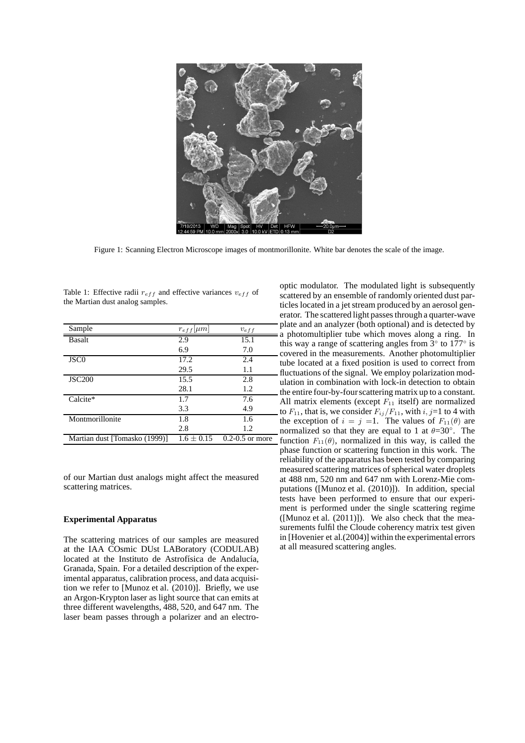Figure 1: Scanning Electron Microscope images of montmorillonite. White bar denotes the scale of the image.

Table 1: Effective radii $r_{eff}$ and effective variances $v_{eff}$ of the Martian dust analog samples.

| Sample | $r_{eff}[\mu m]$ | $v_{eff}$ |
|---|---|---|
| Basalt | 2.9 | 15.1 |
| | 6.9 | 7.0 |
| JSC0 | 17.2 | 2.4 |
| | 29.5 | 1.1 |
| JSC200 | 15.5 | 2.8 |
| | 28.1 | 1.2 |
| Calcite* | 1.7 | 7.6 |
| | 3.3 | 4.9 |
| Montmorillonite | 1.8 | 1.6 |
| | 2.8 | 1.2 |
| Martian dust [Tomasko (1999)] | $1.6 \pm 0.15$ | 0.2-0.5 or more |

of our Martian dust analogs might affect the measured scattering matrices.

**Experimental Apparatus**

The scattering matrices of our samples are measured at the IAA COsmic DUst LABoratory (CODULAB) located at the Instituto de Astrofísica de Andalucía, Granada, Spain. For a detailed description of the experimental apparatus, calibration process, and data acquisition we refer to [Munoz et al. (2010)]. Briefly, we use an Argon-Krypton laser as light source that can emits at three different wavelengths, 488, 520, and 647 nm. The laser beam passes through a polarizer and an electro-optic modulator. The modulated light is subsequently scattered by an ensemble of randomly oriented dust particles located in a jet stream produced by an aerosol generator. The scattered light passes through a quarter-wave plate and an analyzer (both optional) and is detected by a photomultiplier tube which moves along a ring. In this way a range of scattering angles from $3^\circ$ to $177^\circ$ is covered in the measurements. Another photomultiplier tube located at a fixed position is used to correct from fluctuations of the signal. We employ polarization modulation in combination with lock-in detection to obtain the entire four-by-four scattering matrix up to a constant. All matrix elements (except $F_{11}$ itself) are normalized to $F_{11}$, that is, we consider $F_{ij}/F_{11}$, with $i, j$=1 to 4 with the exception of $i = j$ =1. The values of $F_{11}(\theta)$ are normalized so that they are equal to 1 at $\theta$=30°. The function $F_{11}(\theta)$, normalized in this way, is called the phase function or scattering function in this work. The reliability of the apparatus has been tested by comparing measured scattering matrices of spherical water droplets at 488 nm, 520 nm and 647 nm with Lorenz-Mie computations ([Munoz et al. (2010)]). In addition, special tests have been performed to ensure that our experiment is performed under the single scattering regime ([Munoz et al. (2011)]). We also check that the measurements fulfil the Cloude coherency matrix test given in [Hovenier et al.(2004)] within the experimental errors at all measured scattering angles.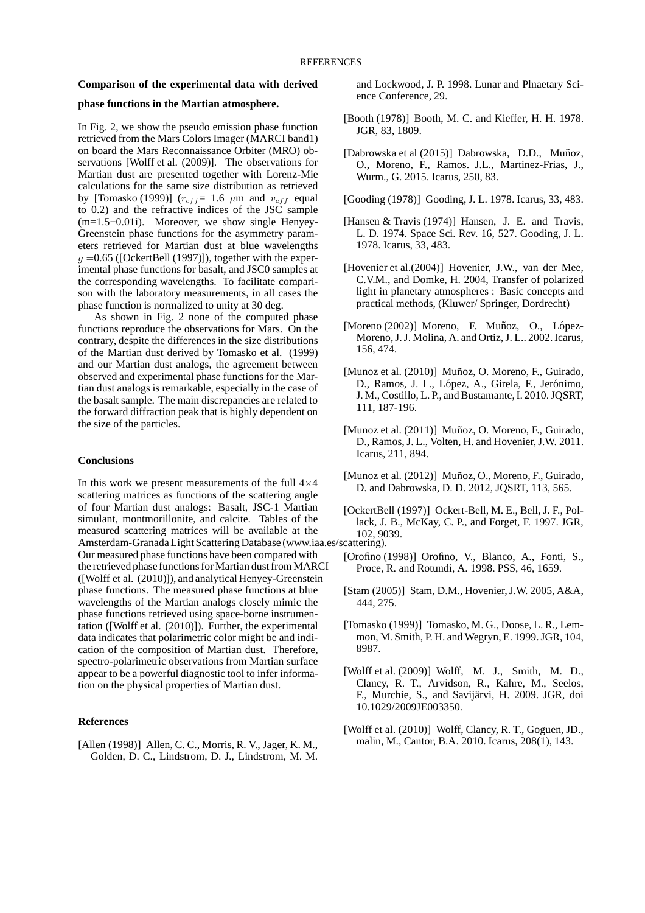### Comparison of the experimental data with derived phase functions in the Martian atmosphere.

In Fig. 2, we show the pseudo emission phase function retrieved from the Mars Colors Imager (MARCI band1) on board the Mars Reconnaissance Orbiter (MRO) observations [Wolff et al. (2009)]. The observations for Martian dust are presented together with Lorenz-Mie calculations for the same size distribution as retrieved by [Tomasko (1999)] ($r_{eff}$= 1.6 $\mu$m and $v_{eff}$ equal to 0.2) and the refractive indices of the JSC sample (m=1.5+0.01i). Moreover, we show single Henyey-Greenstein phase functions for the asymmetry parameters retrieved for Martian dust at blue wavelengths $g$ =0.65 ([OckertBell (1997)]), together with the experimental phase functions for basalt, and JSC0 samples at the corresponding wavelengths. To facilitate comparison with the laboratory measurements, in all cases the phase function is normalized to unity at 30 deg.

As shown in Fig. 2 none of the computed phase functions reproduce the observations for Mars. On the contrary, despite the differences in the size distributions of the Martian dust derived by Tomasko et al. (1999) and our Martian dust analogs, the agreement between observed and experimental phase functions for the Martian dust analogs is remarkable, especially in the case of the basalt sample. The main discrepancies are related to the forward diffraction peak that is highly dependent on the size of the particles.

### Conclusions

In this work we present measurements of the full 4×4 scattering matrices as functions of the scattering angle of four Martian dust analogs: Basalt, JSC-1 Martian simulant, montmorillonite, and calcite. Tables of the measured scattering matrices will be available at the Amsterdam-Granada Light Scattering Database (www.iaa.es/scattering). Our measured phase functions have been compared with the retrieved phase functions for Martian dust from MARCI ([Wolff et al. (2010)]), and analytical Henyey-Greenstein phase functions. The measured phase functions at blue wavelengths of the Martian analogs closely mimic the phase functions retrieved using space-borne instrumentation ([Wolff et al. (2010)]). Further, the experimental data indicates that polarimetric color might be and indication of the composition of Martian dust. Therefore, spectro-polarimetric observations from Martian surface appear to be a powerful diagnostic tool to infer information on the physical properties of Martian dust.

### References

[Allen (1998)] Allen, C. C., Morris, R. V., Jager, K. M., Golden, D. C., Lindstrom, D. J., Lindstrom, M. M. and Lockwood, J. P. 1998. Lunar and Plnaetary Science Conference, 29.

[Booth (1978)] Booth, M. C. and Kieffer, H. H. 1978. JGR, 83, 1809.

[Dabrowska et al (2015)] Dabrowska, D.D., Muñoz, O., Moreno, F., Ramos. J.L., Martinez-Frias, J., Wurm., G. 2015. Icarus, 250, 83.

[Gooding (1978)] Gooding, J. L. 1978. Icarus, 33, 483.

[Hansen & Travis (1974)] Hansen, J. E. and Travis, L. D. 1974. Space Sci. Rev. 16, 527. Gooding, J. L. 1978. Icarus, 33, 483.

[Hovenier et al.(2004)] Hovenier, J.W., van der Mee, C.V.M., and Domke, H. 2004, Transfer of polarized light in planetary atmospheres : Basic concepts and practical methods, (Kluwer/ Springer, Dordrecht)

[Moreno (2002)] Moreno, F. Muñoz, O., López-Moreno, J. J. Molina, A. and Ortiz, J. L.. 2002. Icarus, 156, 474.

[Munoz et al. (2010)] Muñoz, O. Moreno, F., Guirado, D., Ramos, J. L., López, A., Girela, F., Jerónimo, J. M., Costillo, L. P., and Bustamante, I. 2010. JQSRT, 111, 187-196.

[Munoz et al. (2011)] Muñoz, O. Moreno, F., Guirado, D., Ramos, J. L., Volten, H. and Hovenier, J.W. 2011. Icarus, 211, 894.

[Munoz et al. (2012)] Muñoz, O., Moreno, F., Guirado, D. and Dabrowska, D. D. 2012, JQSRT, 113, 565.

[OckertBell (1997)] Ockert-Bell, M. E., Bell, J. F., Pollack, J. B., McKay, C. P., and Forget, F. 1997. JGR, 102, 9039.

[Orofino (1998)] Orofino, V., Blanco, A., Fonti, S., Proce, R. and Rotundi, A. 1998. PSS, 46, 1659.

[Stam (2005)] Stam, D.M., Hovenier, J.W. 2005, A&A, 444, 275.

[Tomasko (1999)] Tomasko, M. G., Doose, L. R., Lemmon, M. Smith, P. H. and Wegryn, E. 1999. JGR, 104, 8987.

[Wolff et al. (2009)] Wolff, M. J., Smith, M. D., Clancy, R. T., Arvidson, R., Kahre, M., Seelos, F., Murchie, S., and Savijärvi, H. 2009. JGR, doi 10.1029/2009JE003350.

[Wolff et al. (2010)] Wolff, Clancy, R. T., Goguen, JD., malin, M., Cantor, B.A. 2010. Icarus, 208(1), 143.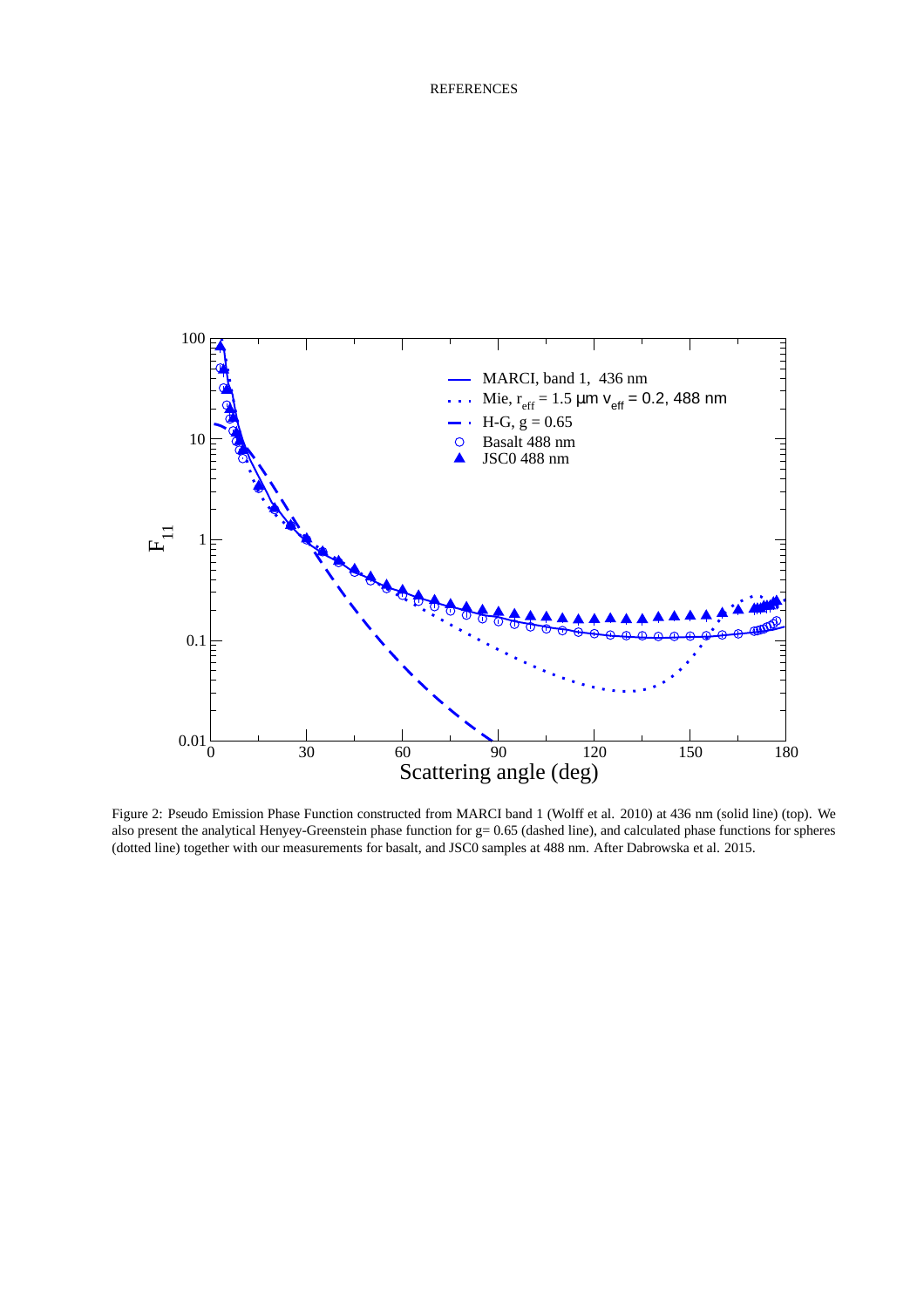F11

Scattering angle (deg)

100

10

1

0.1

0.01

0

30

60

90

120

150

180

MARCI, band 1, 436 nm

Mie, $r_{eff}$ = 1.5 μm $v_{eff}$ = 0.2, 488 nm

H-G, g = 0.65

Basalt 488 nm

JSC0 488 nm

Figure 2: Pseudo Emission Phase Function constructed from MARCI band 1 (Wolff et al. 2010) at 436 nm (solid line) (top). We also present the analytical Henyey-Greenstein phase function for g= 0.65 (dashed line), and calculated phase functions for spheres (dotted line) together with our measurements for basalt, and JSC0 samples at 488 nm. After Dabrowska et al. 2015.